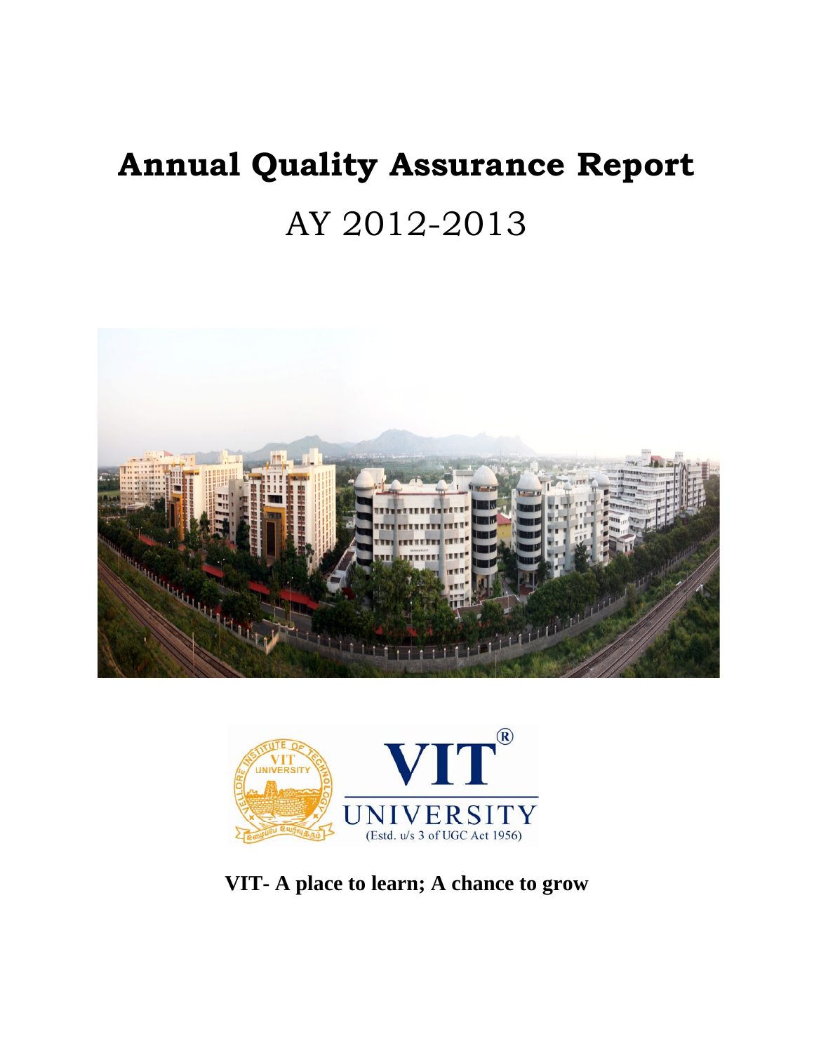# Annual Quality Assurance Report

## AY 2012-2013

**VIT- A place to learn; A chance to grow**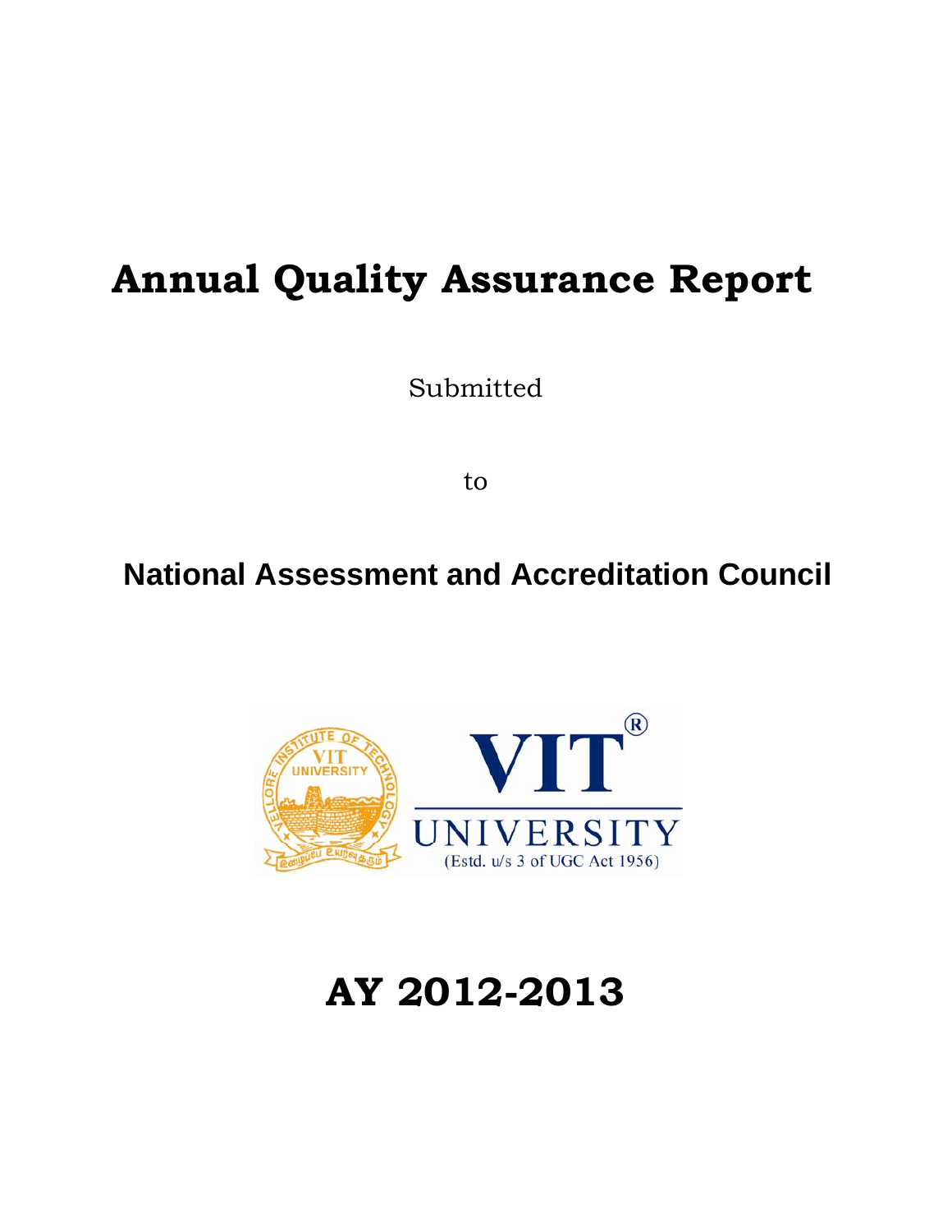# Annual Quality Assurance Report

Submitted

to

## National Assessment and Accreditation Council

# AY 2012-2013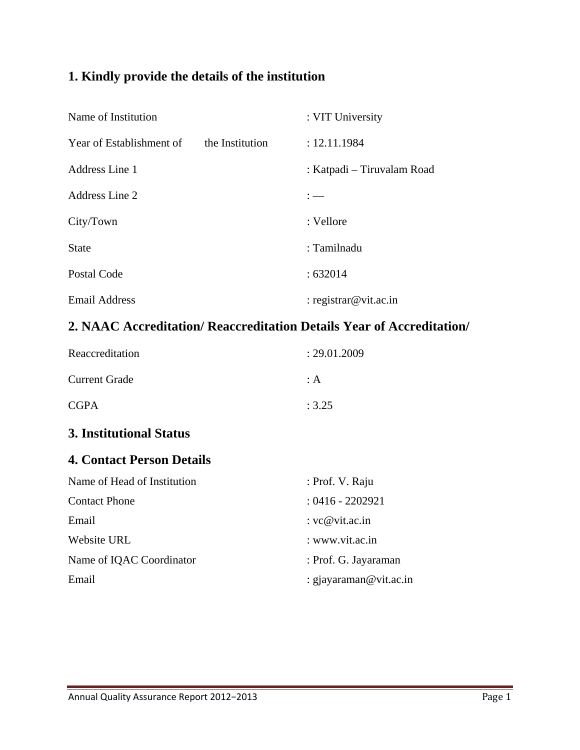## 1. Kindly provide the details of the institution

| | |
|---|---|
| Name of Institution | : VIT University |
| Year of Establishment of the Institution | : 12.11.1984 |
| Address Line 1 | : Katpadi – Tiruvalam Road |
| Address Line 2 | : — |
| City/Town | : Vellore |
| State | : Tamilnadu |
| Postal Code | : 632014 |
| Email Address | : registrar@vit.ac.in |

## 2. NAAC Accreditation/ Reaccreditation Details Year of Accreditation/

| | |
|---|---|
| Reaccreditation | : 29.01.2009 |
| Current Grade | : A |
| CGPA | : 3.25 |

## 3. Institutional Status

## 4. Contact Person Details

| | |
|---|---|
| Name of Head of Institution | : Prof. V. Raju |
| Contact Phone | : 0416 - 2202921 |
| Email | : vc@vit.ac.in |
| Website URL | : www.vit.ac.in |
| Name of IQAC Coordinator | : Prof. G. Jayaraman |
| Email | : gjayaraman@vit.ac.in |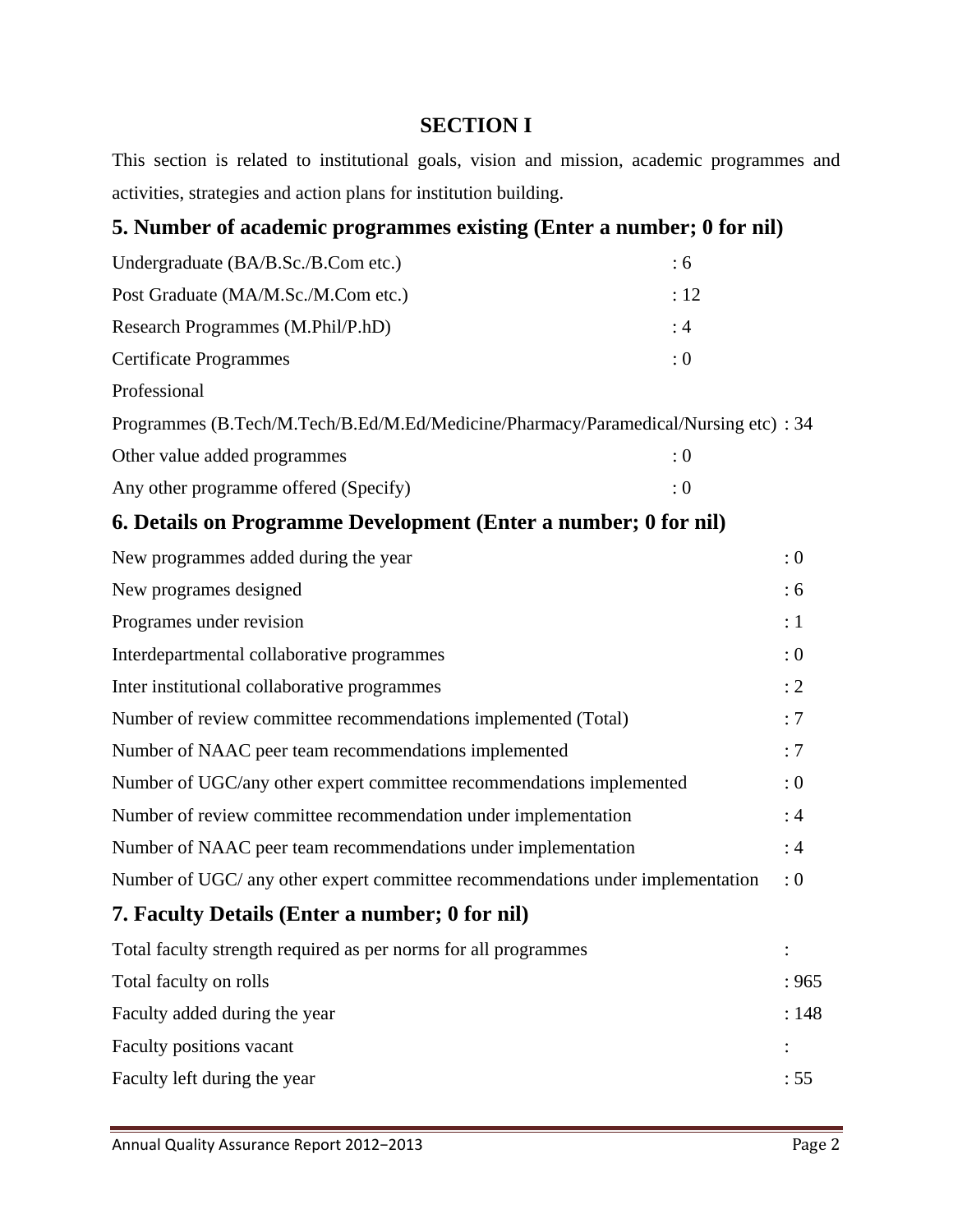# SECTION I

This section is related to institutional goals, vision and mission, academic programmes and activities, strategies and action plans for institution building.

## 5. Number of academic programmes existing (Enter a number; 0 for nil)

| | |
|---|---|
| Undergraduate (BA/B.Sc./B.Com etc.) | : 6 |
| Post Graduate (MA/M.Sc./M.Com etc.) | : 12 |
| Research Programmes (M.Phil/P.hD) | : 4 |
| Certificate Programmes | : 0 |
| Professional Programmes (B.Tech/M.Tech/B.Ed/M.Ed/Medicine/Pharmacy/Paramedical/Nursing etc) | : 34 |
| Other value added programmes | : 0 |
| Any other programme offered (Specify) | : 0 |

## 6. Details on Programme Development (Enter a number; 0 for nil)

| | |
|---|---|
| New programmes added during the year | : 0 |
| New programes designed | : 6 |
| Programes under revision | : 1 |
| Interdepartmental collaborative programmes | : 0 |
| Inter institutional collaborative programmes | : 2 |
| Number of review committee recommendations implemented (Total) | : 7 |
| Number of NAAC peer team recommendations implemented | : 7 |
| Number of UGC/any other expert committee recommendations implemented | : 0 |
| Number of review committee recommendation under implementation | : 4 |
| Number of NAAC peer team recommendations under implementation | : 4 |
| Number of UGC/ any other expert committee recommendations under implementation | : 0 |

## 7. Faculty Details (Enter a number; 0 for nil)

| | |
|---|---|
| Total faculty strength required as per norms for all programmes | : |
| Total faculty on rolls | : 965 |
| Faculty added during the year | : 148 |
| Faculty positions vacant | : |
| Faculty left during the year | : 55 |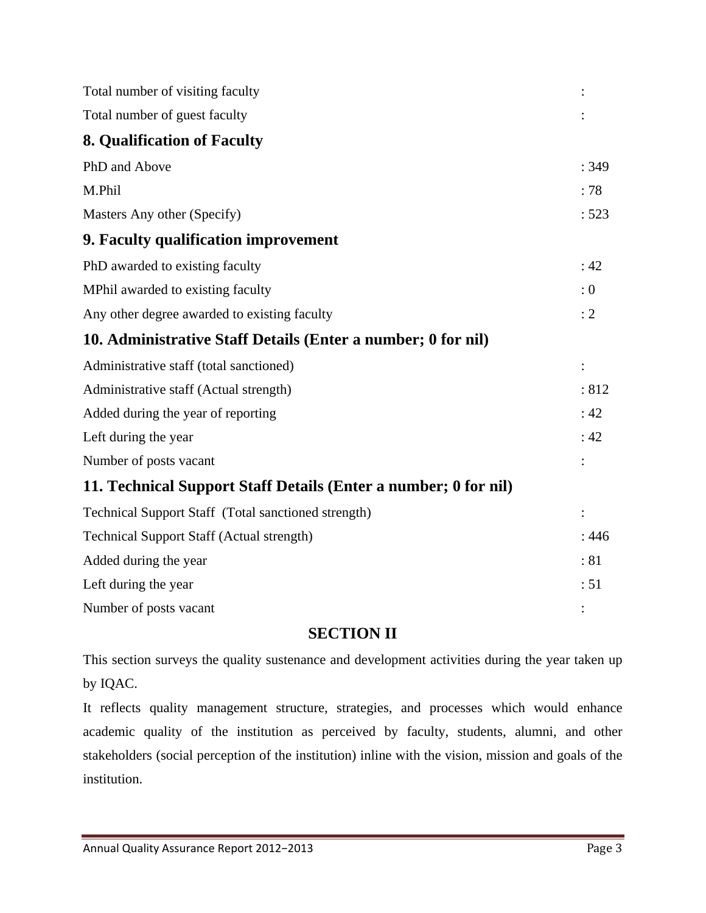Total number of visiting faculty :

Total number of guest faculty :

## 8. Qualification of Faculty

PhD and Above : 349

M.Phil : 78

Masters Any other (Specify) : 523

## 9. Faculty qualification improvement

PhD awarded to existing faculty : 42

MPhil awarded to existing faculty : 0

Any other degree awarded to existing faculty : 2

## 10. Administrative Staff Details (Enter a number; 0 for nil)

Administrative staff (total sanctioned) :

Administrative staff (Actual strength) : 812

Added during the year of reporting : 42

Left during the year : 42

Number of posts vacant :

## 11. Technical Support Staff Details (Enter a number; 0 for nil)

Technical Support Staff (Total sanctioned strength) :

Technical Support Staff (Actual strength) : 446

Added during the year : 81

Left during the year : 51

Number of posts vacant :

# SECTION II

This section surveys the quality sustenance and development activities during the year taken up by IQAC.

It reflects quality management structure, strategies, and processes which would enhance academic quality of the institution as perceived by faculty, students, alumni, and other stakeholders (social perception of the institution) inline with the vision, mission and goals of the institution.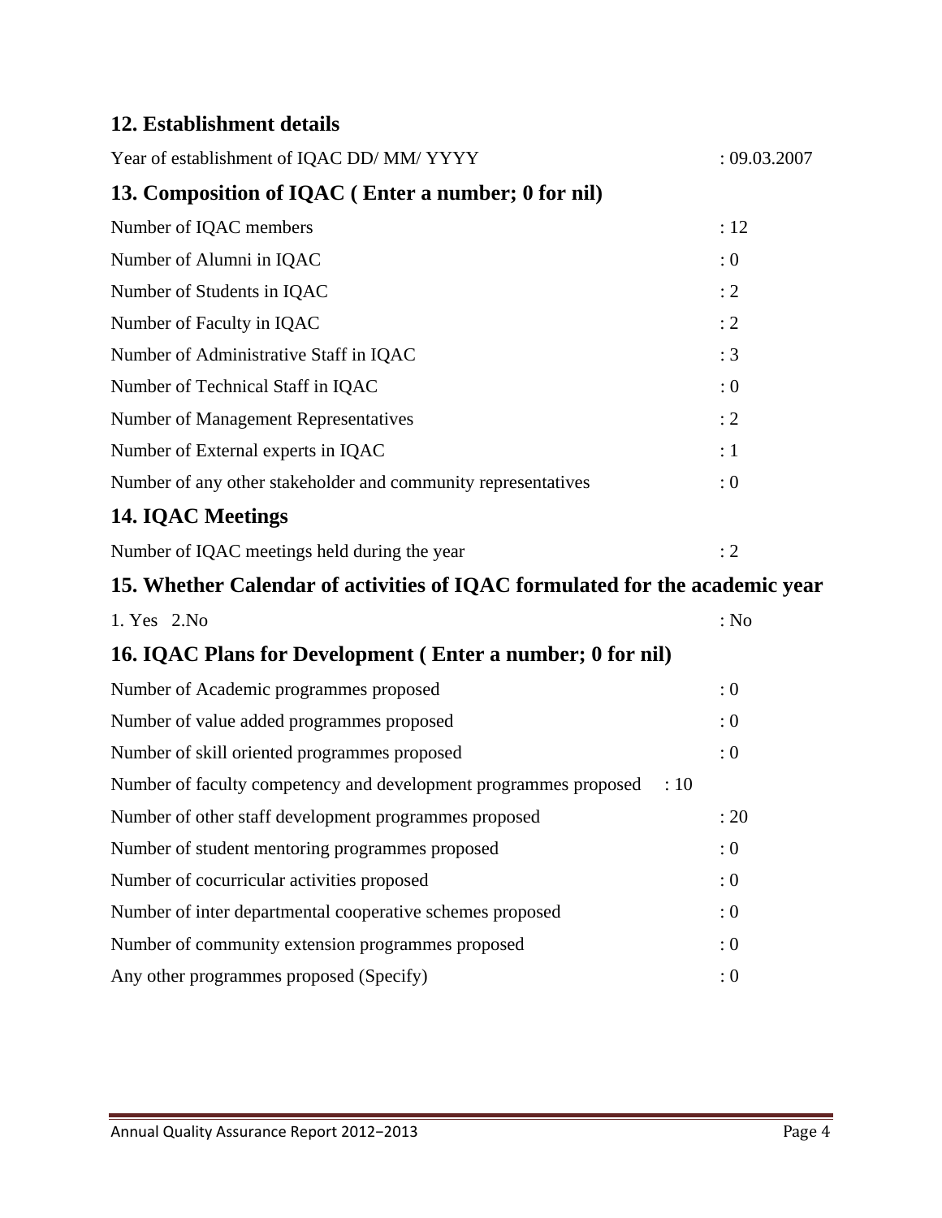## 12. Establishment details

Year of establishment of IQAC DD/ MM/ YYYY : 09.03.2007

## 13. Composition of IQAC ( Enter a number; 0 for nil)

Number of IQAC members : 12

Number of Alumni in IQAC : 0

Number of Students in IQAC : 2

Number of Faculty in IQAC : 2

Number of Administrative Staff in IQAC : 3

Number of Technical Staff in IQAC : 0

Number of Management Representatives : 2

Number of External experts in IQAC : 1

Number of any other stakeholder and community representatives : 0

## 14. IQAC Meetings

Number of IQAC meetings held during the year : 2

## 15. Whether Calendar of activities of IQAC formulated for the academic year

1. Yes 2.No : No

## 16. IQAC Plans for Development ( Enter a number; 0 for nil)

Number of Academic programmes proposed : 0

Number of value added programmes proposed : 0

Number of skill oriented programmes proposed : 0

Number of faculty competency and development programmes proposed : 10

Number of other staff development programmes proposed : 20

Number of student mentoring programmes proposed : 0

Number of cocurricular activities proposed : 0

Number of inter departmental cooperative schemes proposed : 0

Number of community extension programmes proposed : 0

Any other programmes proposed (Specify) : 0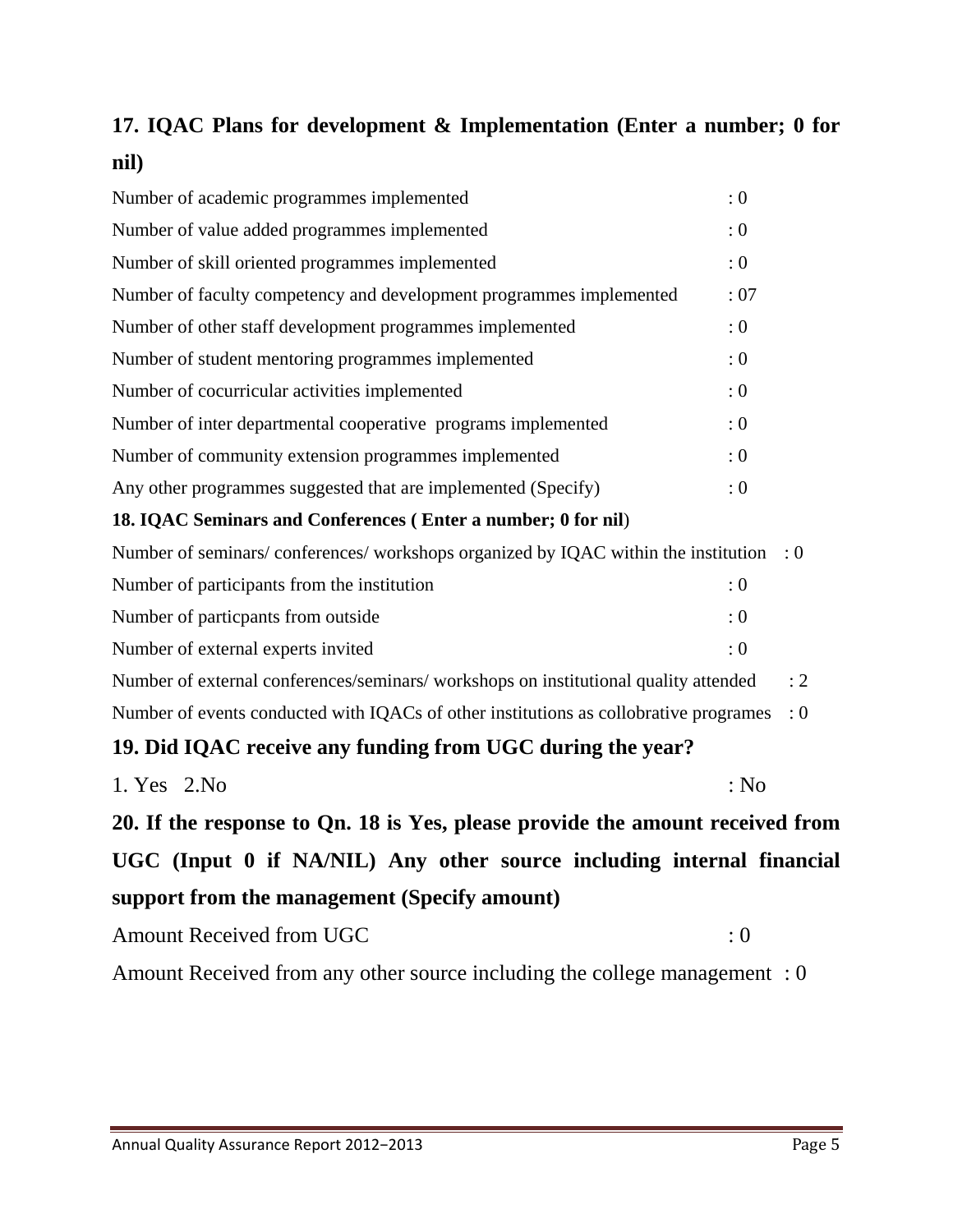## 17. IQAC Plans for development & Implementation (Enter a number; 0 for nil)

Number of academic programmes implemented : 0

Number of value added programmes implemented : 0

Number of skill oriented programmes implemented : 0

Number of faculty competency and development programmes implemented : 07

Number of other staff development programmes implemented : 0

Number of student mentoring programmes implemented : 0

Number of cocurricular activities implemented : 0

Number of inter departmental cooperative programs implemented : 0

Number of community extension programmes implemented : 0

Any other programmes suggested that are implemented (Specify) : 0

**18. IQAC Seminars and Conferences ( Enter a number; 0 for nil)**

Number of seminars/ conferences/ workshops organized by IQAC within the institution : 0

Number of participants from the institution : 0

Number of particpants from outside : 0

Number of external experts invited : 0

Number of external conferences/seminars/ workshops on institutional quality attended : 2

Number of events conducted with IQACs of other institutions as collobrative programes : 0

## 19. Did IQAC receive any funding from UGC during the year?

1. Yes 2.No : No

## 20. If the response to Qn. 18 is Yes, please provide the amount received from UGC (Input 0 if NA/NIL) Any other source including internal financial support from the management (Specify amount)

Amount Received from UGC : 0

Amount Received from any other source including the college management : 0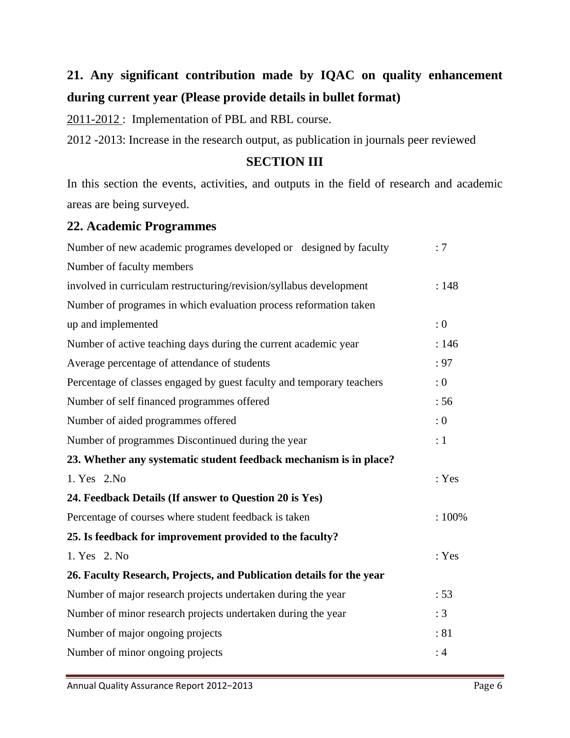## 21. Any significant contribution made by IQAC on quality enhancement during current year (Please provide details in bullet format)

2011-2012 : Implementation of PBL and RBL course.

2012 -2013: Increase in the research output, as publication in journals peer reviewed

## SECTION III

In this section the events, activities, and outputs in the field of research and academic areas are being surveyed.

## 22. Academic Programmes

| | |
|---|---|
| Number of new academic programes developed or designed by faculty | : 7 |
| Number of faculty members involved in curriculam restructuring/revision/syllabus development | : 148 |
| Number of programes in which evaluation process reformation taken up and implemented | : 0 |
| Number of active teaching days during the current academic year | : 146 |
| Average percentage of attendance of students | : 97 |
| Percentage of classes engaged by guest faculty and temporary teachers | : 0 |
| Number of self financed programmes offered | : 56 |
| Number of aided programmes offered | : 0 |
| Number of programmes Discontinued during the year | : 1 |

**23. Whether any systematic student feedback mechanism is in place?**

| | |
|---|---|
| 1. Yes 2.No | : Yes |

**24. Feedback Details (If answer to Question 20 is Yes)**

| | |
|---|---|
| Percentage of courses where student feedback is taken | : 100% |

**25. Is feedback for improvement provided to the faculty?**

| | |
|---|---|
| 1. Yes 2. No | : Yes |

**26. Faculty Research, Projects, and Publication details for the year**

| | |
|---|---|
| Number of major research projects undertaken during the year | : 53 |
| Number of minor research projects undertaken during the year | : 3 |
| Number of major ongoing projects | : 81 |
| Number of minor ongoing projects | : 4 |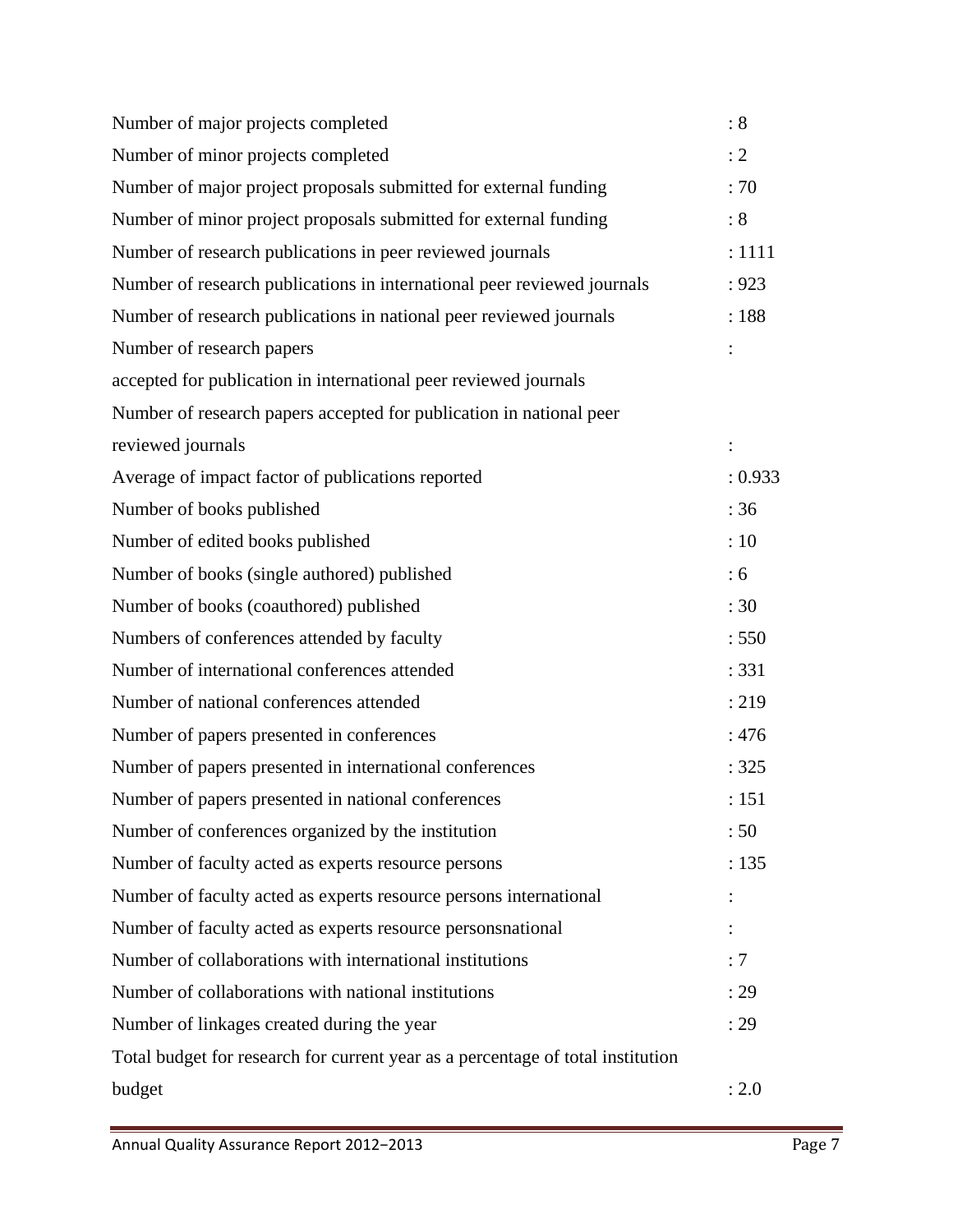| | |
|---|---|
| Number of major projects completed | : 8 |
| Number of minor projects completed | : 2 |
| Number of major project proposals submitted for external funding | : 70 |
| Number of minor project proposals submitted for external funding | : 8 |
| Number of research publications in peer reviewed journals | : 1111 |
| Number of research publications in international peer reviewed journals | : 923 |
| Number of research publications in national peer reviewed journals | : 188 |
| Number of research papers accepted for publication in international peer reviewed journals | : |
| Number of research papers accepted for publication in national peer reviewed journals | : |
| Average of impact factor of publications reported | : 0.933 |
| Number of books published | : 36 |
| Number of edited books published | : 10 |
| Number of books (single authored) published | : 6 |
| Number of books (coauthored) published | : 30 |
| Numbers of conferences attended by faculty | : 550 |
| Number of international conferences attended | : 331 |
| Number of national conferences attended | : 219 |
| Number of papers presented in conferences | : 476 |
| Number of papers presented in international conferences | : 325 |
| Number of papers presented in national conferences | : 151 |
| Number of conferences organized by the institution | : 50 |
| Number of faculty acted as experts resource persons | : 135 |
| Number of faculty acted as experts resource persons international | : |
| Number of faculty acted as experts resource personsnational | : |
| Number of collaborations with international institutions | : 7 |
| Number of collaborations with national institutions | : 29 |
| Number of linkages created during the year | : 29 |
| Total budget for research for current year as a percentage of total institution budget | : 2.0 |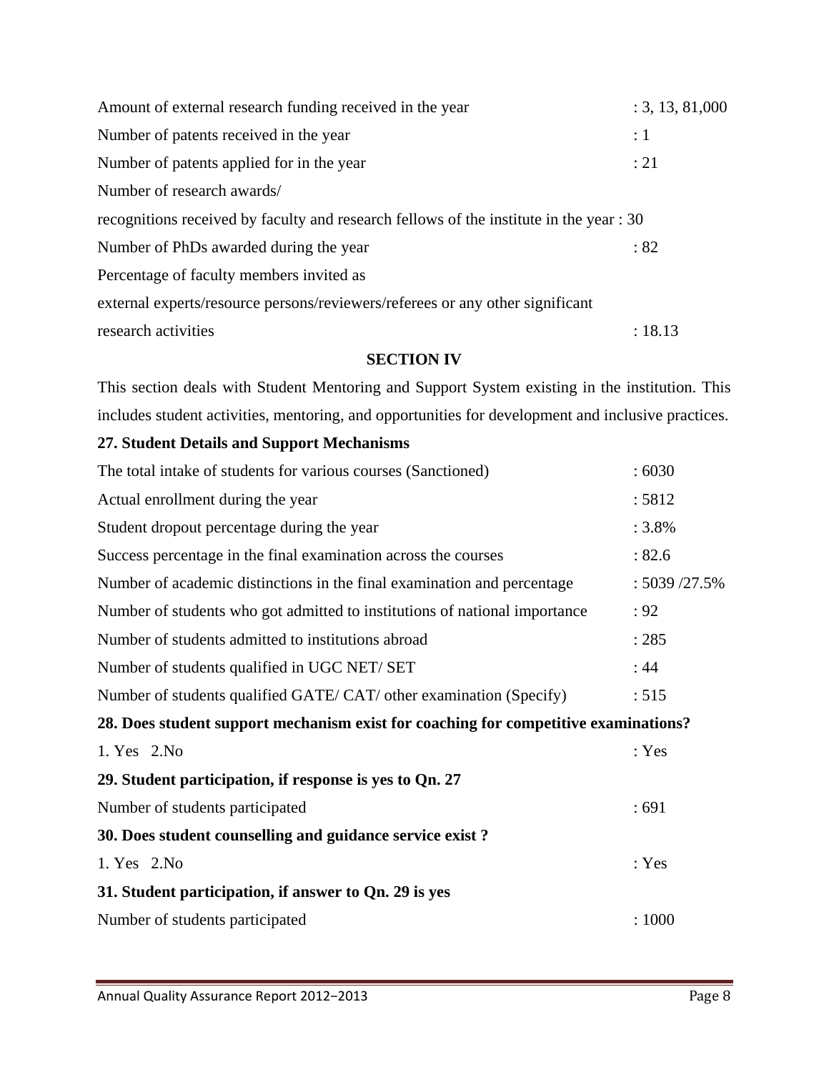Amount of external research funding received in the year : 3, 13, 81,000

Number of patents received in the year : 1

Number of patents applied for in the year : 21

Number of research awards/

recognitions received by faculty and research fellows of the institute in the year : 30

Number of PhDs awarded during the year : 82

Percentage of faculty members invited as

external experts/resource persons/reviewers/referees or any other significant

research activities : 18.13

## SECTION IV

This section deals with Student Mentoring and Support System existing in the institution. This includes student activities, mentoring, and opportunities for development and inclusive practices.

**27. Student Details and Support Mechanisms**

The total intake of students for various courses (Sanctioned) : 6030

Actual enrollment during the year : 5812

Student dropout percentage during the year : 3.8%

Success percentage in the final examination across the courses : 82.6

Number of academic distinctions in the final examination and percentage : 5039 /27.5%

Number of students who got admitted to institutions of national importance : 92

Number of students admitted to institutions abroad : 285

Number of students qualified in UGC NET/ SET : 44

Number of students qualified GATE/ CAT/ other examination (Specify) : 515

**28. Does student support mechanism exist for coaching for competitive examinations?**

1. Yes 2.No : Yes

**29. Student participation, if response is yes to Qn. 27**

Number of students participated : 691

**30. Does student counselling and guidance service exist ?**

1. Yes 2.No : Yes

**31. Student participation, if answer to Qn. 29 is yes**

Number of students participated : 1000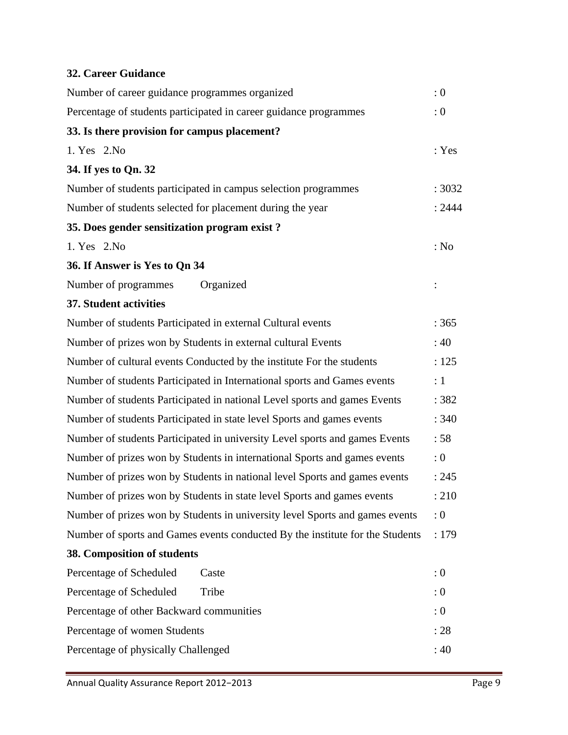**32. Career Guidance**

| | |
|---|---|
| Number of career guidance programmes organized | : 0 |
| Percentage of students participated in career guidance programmes | : 0 |

**33. Is there provision for campus placement?**

| | |
|---|---|
| 1. Yes 2.No | : Yes |

**34. If yes to Qn. 32**

| | |
|---|---|
| Number of students participated in campus selection programmes | : 3032 |
| Number of students selected for placement during the year | : 2444 |

**35. Does gender sensitization program exist ?**

| | |
|---|---|
| 1. Yes 2.No | : No |

**36. If Answer is Yes to Qn 34**

| | |
|---|---|
| Number of programmes Organized | : |

**37. Student activities**

| | |
|---|---|
| Number of students Participated in external Cultural events | : 365 |
| Number of prizes won by Students in external cultural Events | : 40 |
| Number of cultural events Conducted by the institute For the students | : 125 |
| Number of students Participated in International sports and Games events | : 1 |
| Number of students Participated in national Level sports and games Events | : 382 |
| Number of students Participated in state level Sports and games events | : 340 |
| Number of students Participated in university Level sports and games Events | : 58 |
| Number of prizes won by Students in international Sports and games events | : 0 |
| Number of prizes won by Students in national level Sports and games events | : 245 |
| Number of prizes won by Students in state level Sports and games events | : 210 |
| Number of prizes won by Students in university level Sports and games events | : 0 |
| Number of sports and Games events conducted By the institute for the Students | : 179 |

**38. Composition of students**

| | |
|---|---|
| Percentage of Scheduled Caste | : 0 |
| Percentage of Scheduled Tribe | : 0 |
| Percentage of other Backward communities | : 0 |
| Percentage of women Students | : 28 |
| Percentage of physically Challenged | : 40 |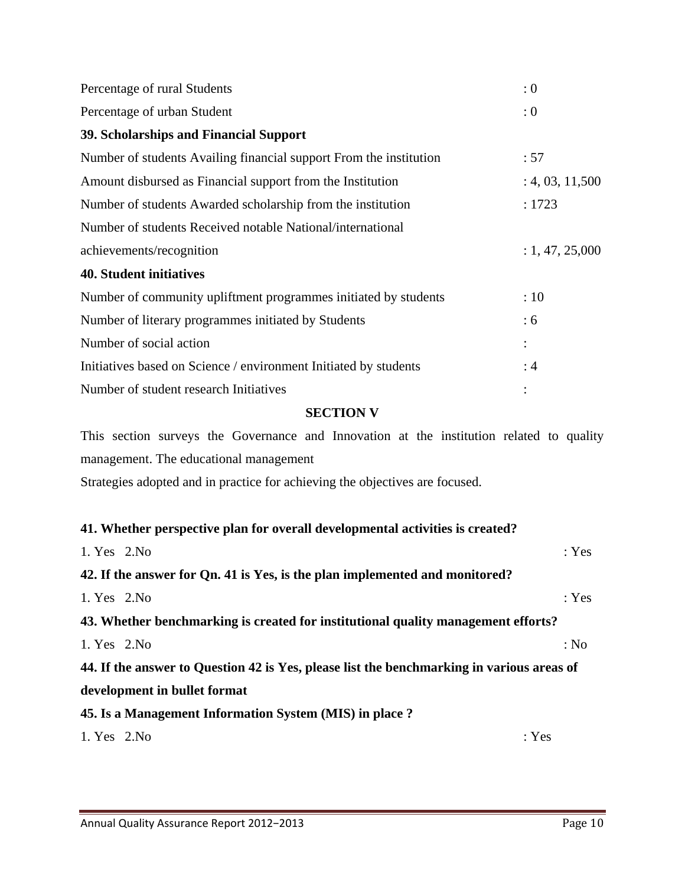Percentage of rural Students : 0

Percentage of urban Student : 0

**39. Scholarships and Financial Support**

Number of students Availing financial support From the institution : 57

Amount disbursed as Financial support from the Institution : 4, 03, 11,500

Number of students Awarded scholarship from the institution : 1723

Number of students Received notable National/international achievements/recognition : 1, 47, 25,000

**40. Student initiatives**

Number of community upliftment programmes initiated by students : 10

Number of literary programmes initiated by Students : 6

Number of social action :

Initiatives based on Science / environment Initiated by students : 4

Number of student research Initiatives :

**SECTION V**

This section surveys the Governance and Innovation at the institution related to quality management. The educational management

Strategies adopted and in practice for achieving the objectives are focused.

**41. Whether perspective plan for overall developmental activities is created?**

1. Yes 2.No : Yes

**42. If the answer for Qn. 41 is Yes, is the plan implemented and monitored?**

1. Yes 2.No : Yes

**43. Whether benchmarking is created for institutional quality management efforts?**

1. Yes 2.No : No

**44. If the answer to Question 42 is Yes, please list the benchmarking in various areas of development in bullet format**

**45. Is a Management Information System (MIS) in place ?**

1. Yes 2.No : Yes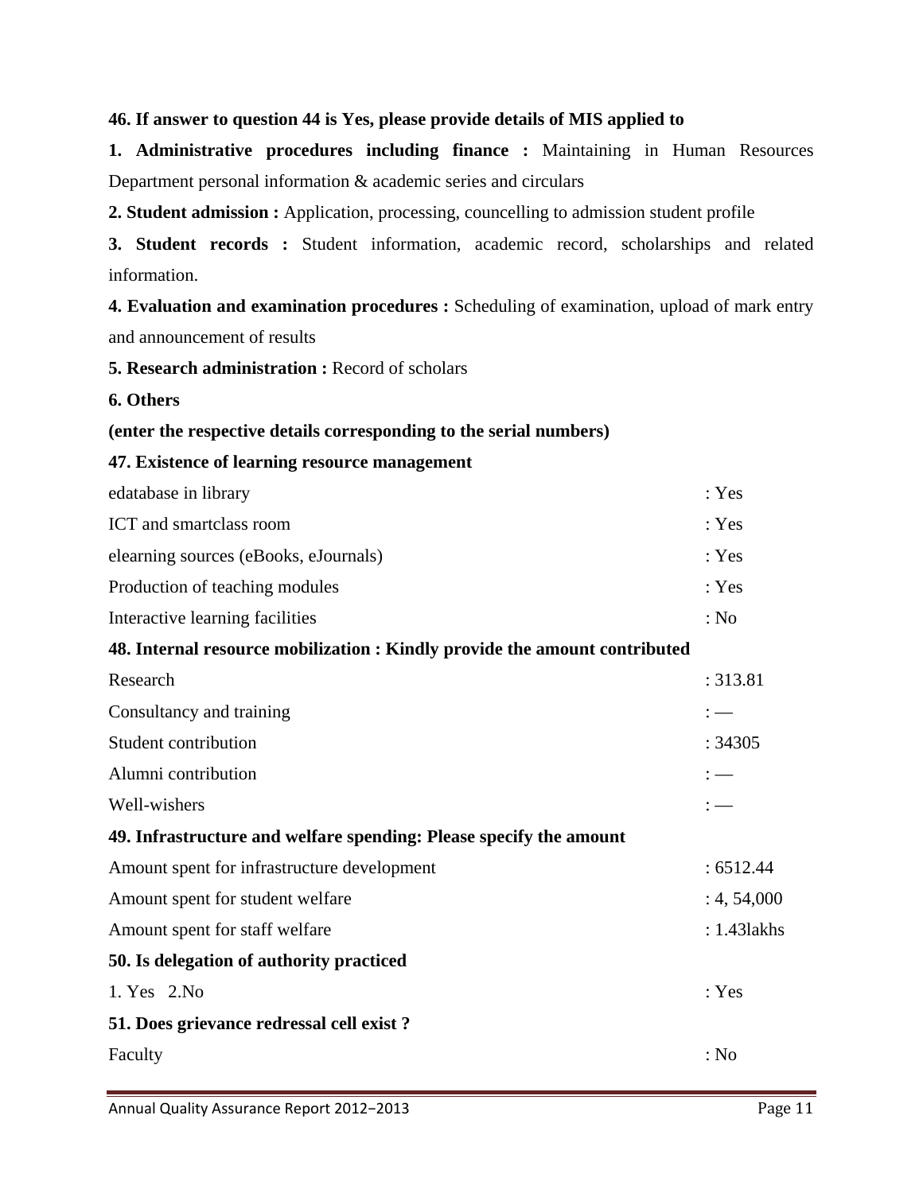**46. If answer to question 44 is Yes, please provide details of MIS applied to**

**1. Administrative procedures including finance :** Maintaining in Human Resources Department personal information & academic series and circulars

**2. Student admission :** Application, processing, councelling to admission student profile

**3. Student records :** Student information, academic record, scholarships and related information.

**4. Evaluation and examination procedures :** Scheduling of examination, upload of mark entry and announcement of results

**5. Research administration :** Record of scholars

**6. Others**

**(enter the respective details corresponding to the serial numbers)**

**47. Existence of learning resource management**

| | |
|---|---|
| edatabase in library | : Yes |
| ICT and smartclass room | : Yes |
| elearning sources (eBooks, eJournals) | : Yes |
| Production of teaching modules | : Yes |
| Interactive learning facilities | : No |

**48. Internal resource mobilization : Kindly provide the amount contributed**

| | |
|---|---|
| Research | : 313.81 |
| Consultancy and training | : — |
| Student contribution | : 34305 |
| Alumni contribution | : — |
| Well-wishers | : — |

**49. Infrastructure and welfare spending: Please specify the amount**

| | |
|---|---|
| Amount spent for infrastructure development | : 6512.44 |
| Amount spent for student welfare | : 4, 54,000 |
| Amount spent for staff welfare | : 1.43lakhs |

**50. Is delegation of authority practiced**

| | |
|---|---|
| 1. Yes 2.No | : Yes |

**51. Does grievance redressal cell exist ?**

| | |
|---|---|
| Faculty | : No |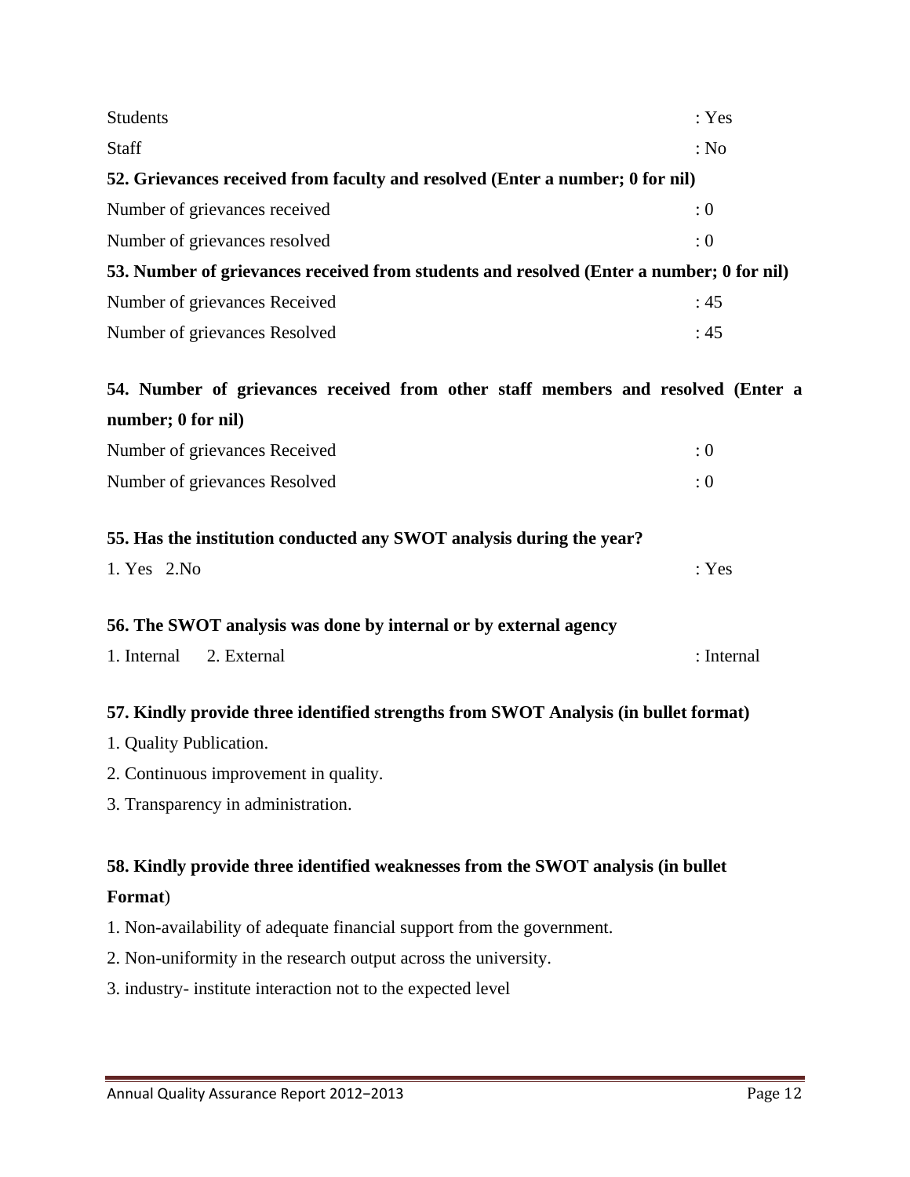Students : Yes

Staff : No

**52. Grievances received from faculty and resolved (Enter a number; 0 for nil)**

Number of grievances received : 0

Number of grievances resolved : 0

**53. Number of grievances received from students and resolved (Enter a number; 0 for nil)**

Number of grievances Received : 45

Number of grievances Resolved : 45

**54. Number of grievances received from other staff members and resolved (Enter a number; 0 for nil)**

Number of grievances Received : 0

Number of grievances Resolved : 0

**55. Has the institution conducted any SWOT analysis during the year?**

1. Yes 2.No : Yes

**56. The SWOT analysis was done by internal or by external agency**

1. Internal 2. External : Internal

**57. Kindly provide three identified strengths from SWOT Analysis (in bullet format)**

1. Quality Publication.
2. Continuous improvement in quality.
3. Transparency in administration.

**58. Kindly provide three identified weaknesses from the SWOT analysis (in bullet Format)**

1. Non-availability of adequate financial support from the government.
2. Non-uniformity in the research output across the university.
3. industry- institute interaction not to the expected level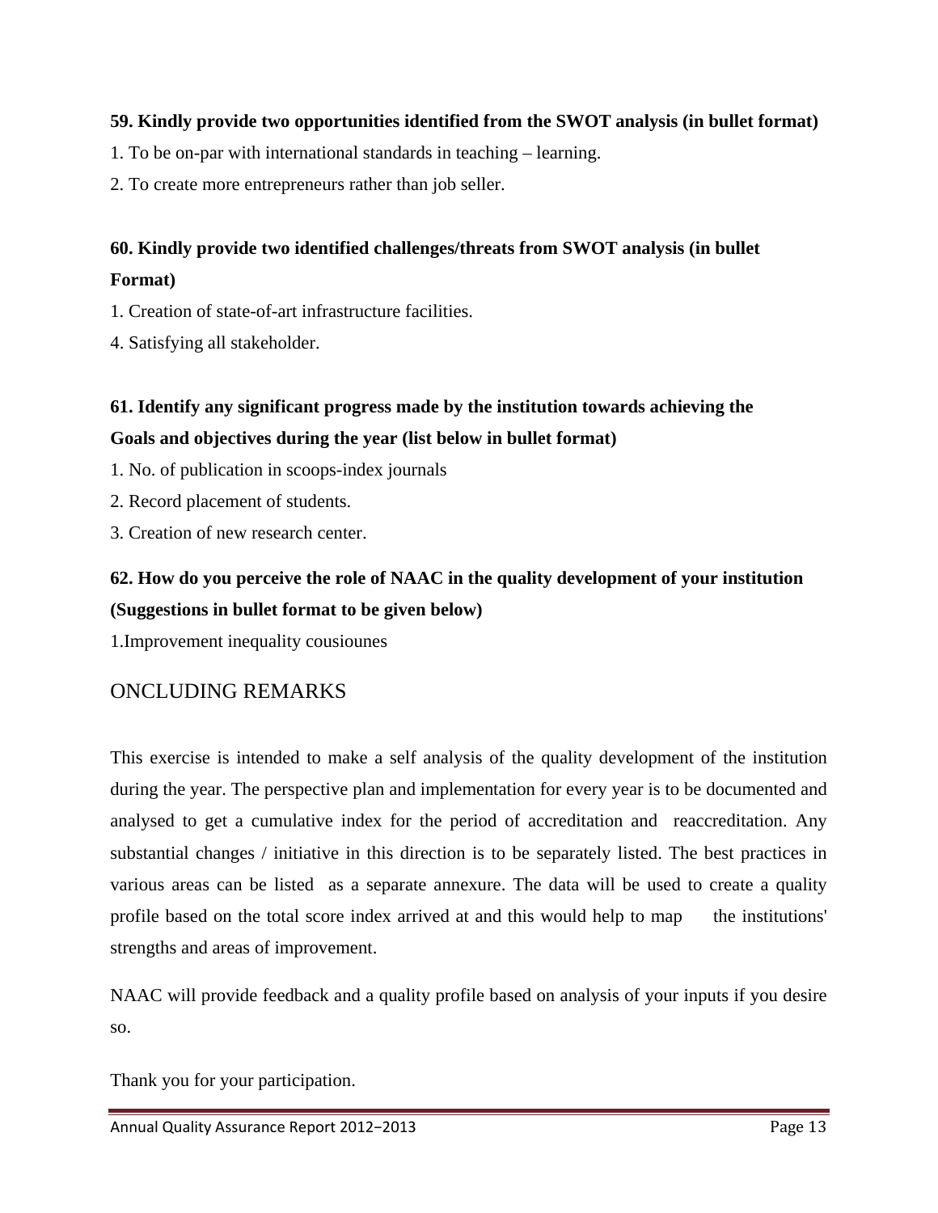**59. Kindly provide two opportunities identified from the SWOT analysis (in bullet format)**

1. To be on-par with international standards in teaching – learning.
2. To create more entrepreneurs rather than job seller.

**60. Kindly provide two identified challenges/threats from SWOT analysis (in bullet Format)**

1. Creation of state-of-art infrastructure facilities.
4. Satisfying all stakeholder.

**61. Identify any significant progress made by the institution towards achieving the Goals and objectives during the year (list below in bullet format)**

1. No. of publication in scoops-index journals
2. Record placement of students.
3. Creation of new research center.

**62. How do you perceive the role of NAAC in the quality development of your institution (Suggestions in bullet format to be given below)**

1.Improvement inequality cousiounes

## ONCLUDING REMARKS

This exercise is intended to make a self analysis of the quality development of the institution during the year. The perspective plan and implementation for every year is to be documented and analysed to get a cumulative index for the period of accreditation and reaccreditation. Any substantial changes / initiative in this direction is to be separately listed. The best practices in various areas can be listed as a separate annexure. The data will be used to create a quality profile based on the total score index arrived at and this would help to map the institutions' strengths and areas of improvement.

NAAC will provide feedback and a quality profile based on analysis of your inputs if you desire so.

Thank you for your participation.